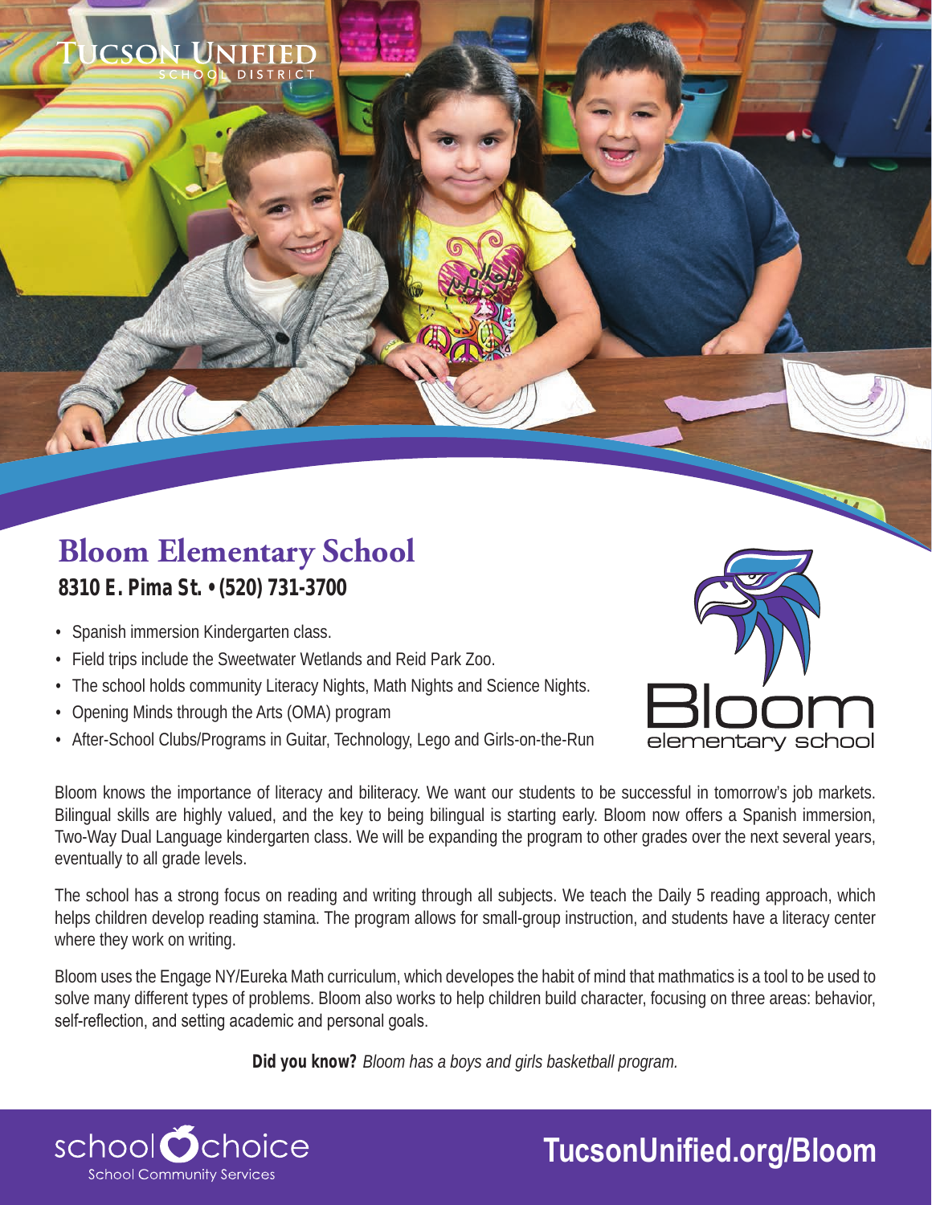# Bloom Elementary School

**8310 E. Pima St. • (520) 731-3700**

- Spanish immersion Kindergarten class.
- Field trips include the Sweetwater Wetlands and Reid Park Zoo.
- The school holds community Literacy Nights, Math Nights and Science Nights.
- Opening Minds through the Arts (OMA) program
- After-School Clubs/Programs in Guitar, Technology, Lego and Girls-on-the-Run

Bloom knows the importance of literacy and biliteracy. We want our students to be successful in tomorrow's job markets. Bilingual skills are highly valued, and the key to being bilingual is starting early. Bloom now offers a Spanish immersion, Two-Way Dual Language kindergarten class. We will be expanding the program to other grades over the next several years, eventually to all grade levels.

The school has a strong focus on reading and writing through all subjects. We teach the Daily 5 reading approach, which helps children develop reading stamina. The program allows for small-group instruction, and students have a literacy center where they work on writing.

Bloom uses the Engage NY/Eureka Math curriculum, which developes the habit of mind that mathmatics is a tool to be used to solve many different types of problems. Bloom also works to help children build character, focusing on three areas: behavior, self-reflection, and setting academic and personal goals.

**Did you know?** *Bloom has a boys and girls basketball program.*

school choice
School Community Services

**TucsonUnified.org/Bloom**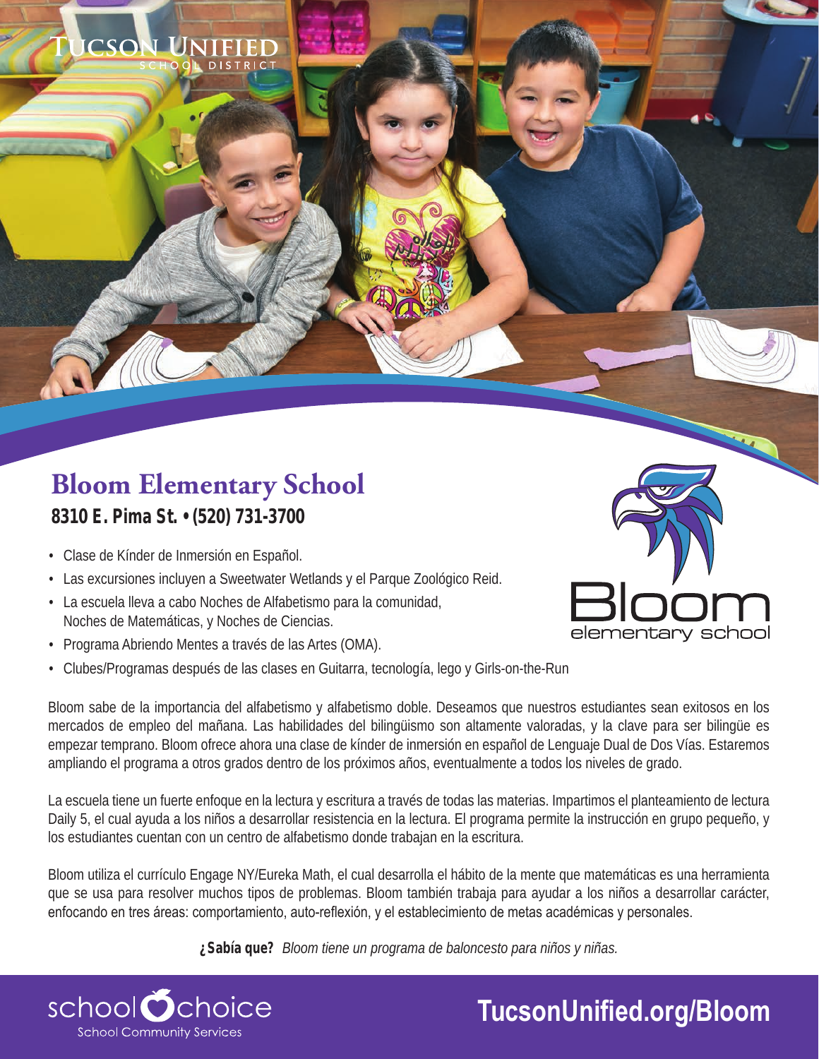Tucson Unified School District

# Bloom Elementary School

**8310 E. Pima St. • (520) 731-3700**

- Clase de Kínder de Inmersión en Español.
- Las excursiones incluyen a Sweetwater Wetlands y el Parque Zoológico Reid.
- La escuela lleva a cabo Noches de Alfabetismo para la comunidad, Noches de Matemáticas, y Noches de Ciencias.
- Programa Abriendo Mentes a través de las Artes (OMA).
- Clubes/Programas después de las clases en Guitarra, tecnología, lego y Girls-on-the-Run

Bloom elementary school

Bloom sabe de la importancia del alfabetismo y alfabetismo doble. Deseamos que nuestros estudiantes sean exitosos en los mercados de empleo del mañana. Las habilidades del bilingüismo son altamente valoradas, y la clave para ser bilingüe es empezar temprano. Bloom ofrece ahora una clase de kínder de inmersión en español de Lenguaje Dual de Dos Vías. Estaremos ampliando el programa a otros grados dentro de los próximos años, eventualmente a todos los niveles de grado.

La escuela tiene un fuerte enfoque en la lectura y escritura a través de todas las materias. Impartimos el planteamiento de lectura Daily 5, el cual ayuda a los niños a desarrollar resistencia en la lectura. El programa permite la instrucción en grupo pequeño, y los estudiantes cuentan con un centro de alfabetismo donde trabajan en la escritura.

Bloom utiliza el currículo Engage NY/Eureka Math, el cual desarrolla el hábito de la mente que matemáticas es una herramienta que se usa para resolver muchos tipos de problemas. Bloom también trabaja para ayudar a los niños a desarrollar carácter, enfocando en tres áreas: comportamiento, auto-reflexión, y el establecimiento de metas académicas y personales.

**¿Sabía que?** *Bloom tiene un programa de baloncesto para niños y niñas.*

school choice
School Community Services

**TucsonUnified.org/Bloom**